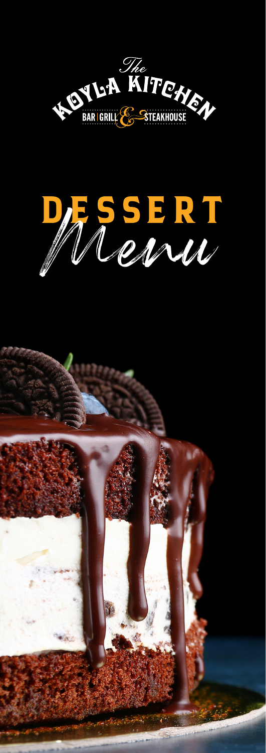The Koyla Kitchen

BAR | GRILL & STEAKHOUSE

# DESSERT Menu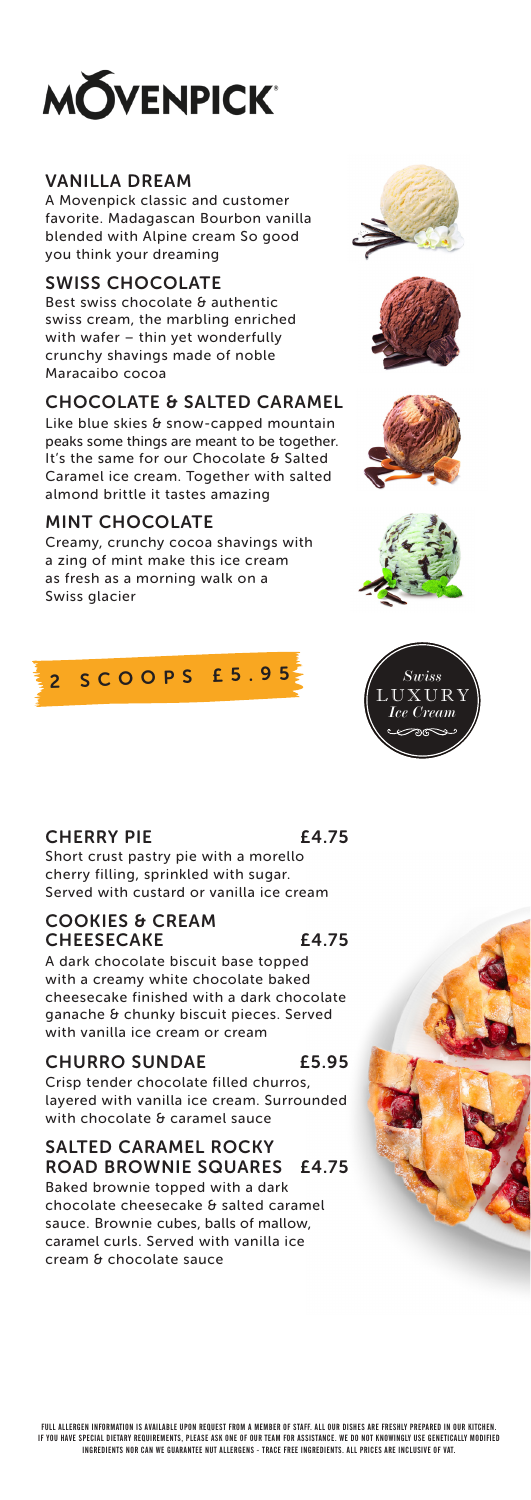# MÖVENPICK

## VANILLA DREAM

A Movenpick classic and customer favorite. Madagascan Bourbon vanilla blended with Alpine cream So good you think your dreaming

## SWISS CHOCOLATE

Best swiss chocolate & authentic swiss cream, the marbling enriched with wafer – thin yet wonderfully crunchy shavings made of noble Maracaibo cocoa

## CHOCOLATE & SALTED CARAMEL

Like blue skies & snow-capped mountain peaks some things are meant to be together. It's the same for our Chocolate & Salted Caramel ice cream. Together with salted almond brittle it tastes amazing

## MINT CHOCOLATE

Creamy, crunchy cocoa shavings with a zing of mint make this ice cream as fresh as a morning walk on a Swiss glacier

**2 SCOOPS £5.95**

*Swiss* LUXURY *Ice Cream*

## CHERRY PIE £4.75

Short crust pastry pie with a morello cherry filling, sprinkled with sugar. Served with custard or vanilla ice cream

## COOKIES & CREAM CHEESECAKE £4.75

A dark chocolate biscuit base topped with a creamy white chocolate baked cheesecake finished with a dark chocolate ganache & chunky biscuit pieces. Served with vanilla ice cream or cream

## CHURRO SUNDAE £5.95

Crisp tender chocolate filled churros, layered with vanilla ice cream. Surrounded with chocolate & caramel sauce

## SALTED CARAMEL ROCKY ROAD BROWNIE SQUARES £4.75

Baked brownie topped with a dark chocolate cheesecake & salted caramel sauce. Brownie cubes, balls of mallow, caramel curls. Served with vanilla ice cream & chocolate sauce

FULL ALLERGEN INFORMATION IS AVAILABLE UPON REQUEST FROM A MEMBER OF STAFF. ALL OUR DISHES ARE FRESHLY PREPARED IN OUR KITCHEN. IF YOU HAVE SPECIAL DIETARY REQUIREMENTS, PLEASE ASK ONE OF OUR TEAM FOR ASSISTANCE. WE DO NOT KNOWINGLY USE GENETICALLY MODIFIED INGREDIENTS NOR CAN WE GUARANTEE NUT ALLERGENS - TRACE FREE INGREDIENTS. ALL PRICES ARE INCLUSIVE OF VAT.